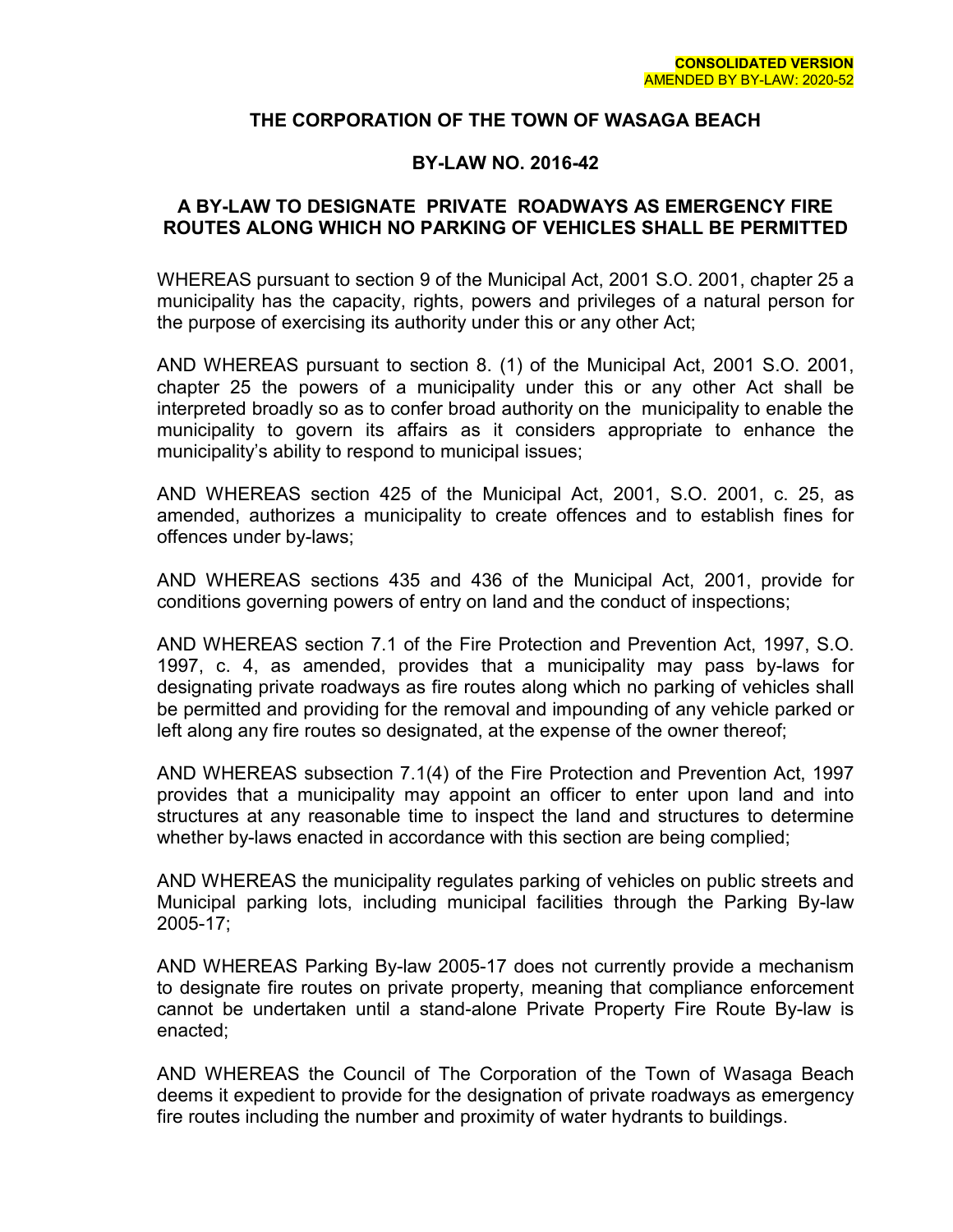**CONSOLIDATED VERSION**
AMENDED BY BY-LAW: 2020-52

# THE CORPORATION OF THE TOWN OF WASAGA BEACH

## BY-LAW NO. 2016-42

## A BY-LAW TO DESIGNATE PRIVATE ROADWAYS AS EMERGENCY FIRE ROUTES ALONG WHICH NO PARKING OF VEHICLES SHALL BE PERMITTED

WHEREAS pursuant to section 9 of the Municipal Act, 2001 S.O. 2001, chapter 25 a municipality has the capacity, rights, powers and privileges of a natural person for the purpose of exercising its authority under this or any other Act;

AND WHEREAS pursuant to section 8. (1) of the Municipal Act, 2001 S.O. 2001, chapter 25 the powers of a municipality under this or any other Act shall be interpreted broadly so as to confer broad authority on the municipality to enable the municipality to govern its affairs as it considers appropriate to enhance the municipality's ability to respond to municipal issues;

AND WHEREAS section 425 of the Municipal Act, 2001, S.O. 2001, c. 25, as amended, authorizes a municipality to create offences and to establish fines for offences under by-laws;

AND WHEREAS sections 435 and 436 of the Municipal Act, 2001, provide for conditions governing powers of entry on land and the conduct of inspections;

AND WHEREAS section 7.1 of the Fire Protection and Prevention Act, 1997, S.O. 1997, c. 4, as amended, provides that a municipality may pass by-laws for designating private roadways as fire routes along which no parking of vehicles shall be permitted and providing for the removal and impounding of any vehicle parked or left along any fire routes so designated, at the expense of the owner thereof;

AND WHEREAS subsection 7.1(4) of the Fire Protection and Prevention Act, 1997 provides that a municipality may appoint an officer to enter upon land and into structures at any reasonable time to inspect the land and structures to determine whether by-laws enacted in accordance with this section are being complied;

AND WHEREAS the municipality regulates parking of vehicles on public streets and Municipal parking lots, including municipal facilities through the Parking By-law 2005-17;

AND WHEREAS Parking By-law 2005-17 does not currently provide a mechanism to designate fire routes on private property, meaning that compliance enforcement cannot be undertaken until a stand-alone Private Property Fire Route By-law is enacted;

AND WHEREAS the Council of The Corporation of the Town of Wasaga Beach deems it expedient to provide for the designation of private roadways as emergency fire routes including the number and proximity of water hydrants to buildings.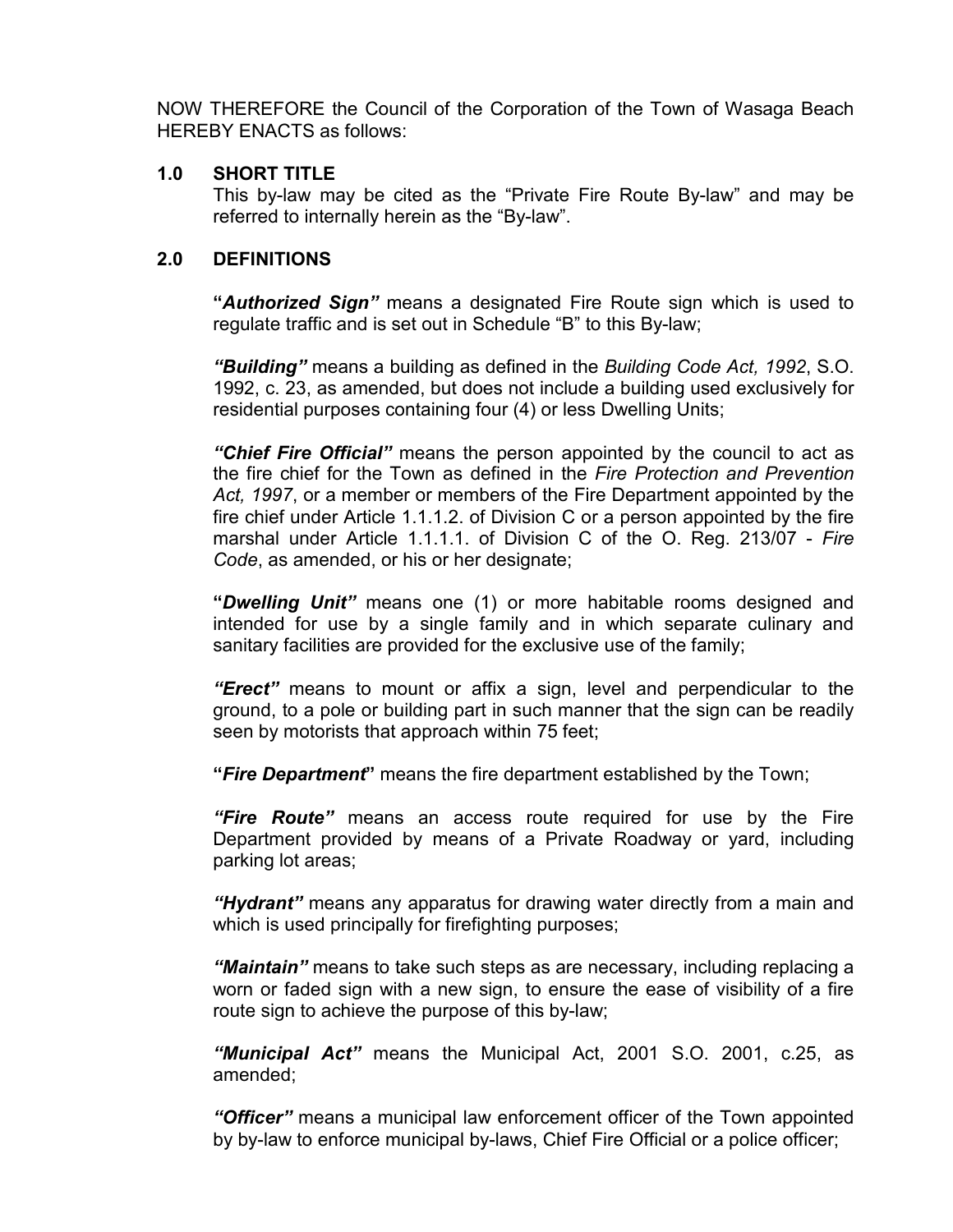NOW THEREFORE the Council of the Corporation of the Town of Wasaga Beach HEREBY ENACTS as follows:

## 1.0 SHORT TITLE

This by-law may be cited as the “Private Fire Route By-law” and may be referred to internally herein as the “By-law”.

## 2.0 DEFINITIONS

**“*Authorized Sign”*** means a designated Fire Route sign which is used to regulate traffic and is set out in Schedule “B” to this By-law;

***“Building”*** means a building as defined in the *Building Code Act, 1992*, S.O. 1992, c. 23, as amended, but does not include a building used exclusively for residential purposes containing four (4) or less Dwelling Units;

***“Chief Fire Official”*** means the person appointed by the council to act as the fire chief for the Town as defined in the *Fire Protection and Prevention Act, 1997*, or a member or members of the Fire Department appointed by the fire chief under Article 1.1.1.2. of Division C or a person appointed by the fire marshal under Article 1.1.1.1. of Division C of the O. Reg. 213/07 - *Fire Code*, as amended, or his or her designate;

**“*Dwelling Unit”*** means one (1) or more habitable rooms designed and intended for use by a single family and in which separate culinary and sanitary facilities are provided for the exclusive use of the family;

***“Erect”*** means to mount or affix a sign, level and perpendicular to the ground, to a pole or building part in such manner that the sign can be readily seen by motorists that approach within 75 feet;

**“*Fire Department*”** means the fire department established by the Town;

***“Fire Route”*** means an access route required for use by the Fire Department provided by means of a Private Roadway or yard, including parking lot areas;

***“Hydrant”*** means any apparatus for drawing water directly from a main and which is used principally for firefighting purposes;

***“Maintain”*** means to take such steps as are necessary, including replacing a worn or faded sign with a new sign, to ensure the ease of visibility of a fire route sign to achieve the purpose of this by-law;

***“Municipal Act”*** means the Municipal Act, 2001 S.O. 2001, c.25, as amended;

***“Officer”*** means a municipal law enforcement officer of the Town appointed by by-law to enforce municipal by-laws, Chief Fire Official or a police officer;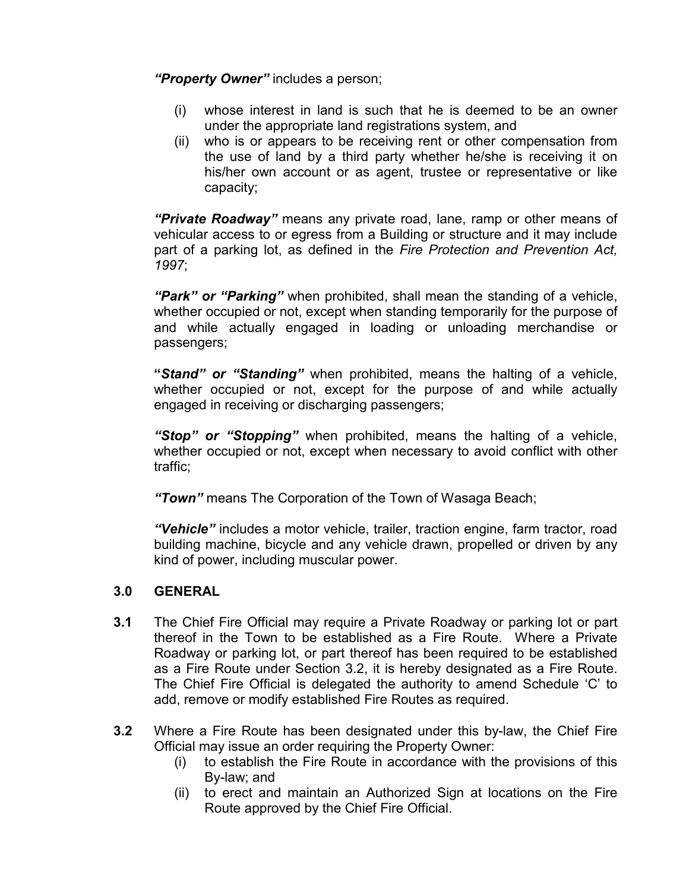***"Property Owner"*** includes a person;

- (i) whose interest in land is such that he is deemed to be an owner under the appropriate land registrations system, and
- (ii) who is or appears to be receiving rent or other compensation from the use of land by a third party whether he/she is receiving it on his/her own account or as agent, trustee or representative or like capacity;

***"Private Roadway"*** means any private road, lane, ramp or other means of vehicular access to or egress from a Building or structure and it may include part of a parking lot, as defined in the *Fire Protection and Prevention Act, 1997*;

***"Park" or "Parking"*** when prohibited, shall mean the standing of a vehicle, whether occupied or not, except when standing temporarily for the purpose of and while actually engaged in loading or unloading merchandise or passengers;

**"*Stand" or "Standing"*** when prohibited, means the halting of a vehicle, whether occupied or not, except for the purpose of and while actually engaged in receiving or discharging passengers;

***"Stop" or "Stopping"*** when prohibited, means the halting of a vehicle, whether occupied or not, except when necessary to avoid conflict with other traffic;

***"Town"*** means The Corporation of the Town of Wasaga Beach;

***"Vehicle"*** includes a motor vehicle, trailer, traction engine, farm tractor, road building machine, bicycle and any vehicle drawn, propelled or driven by any kind of power, including muscular power.

## 3.0 GENERAL

**3.1** The Chief Fire Official may require a Private Roadway or parking lot or part thereof in the Town to be established as a Fire Route. Where a Private Roadway or parking lot, or part thereof has been required to be established as a Fire Route under Section 3.2, it is hereby designated as a Fire Route. The Chief Fire Official is delegated the authority to amend Schedule 'C' to add, remove or modify established Fire Routes as required.

**3.2** Where a Fire Route has been designated under this by-law, the Chief Fire Official may issue an order requiring the Property Owner:

- (i) to establish the Fire Route in accordance with the provisions of this By-law; and
- (ii) to erect and maintain an Authorized Sign at locations on the Fire Route approved by the Chief Fire Official.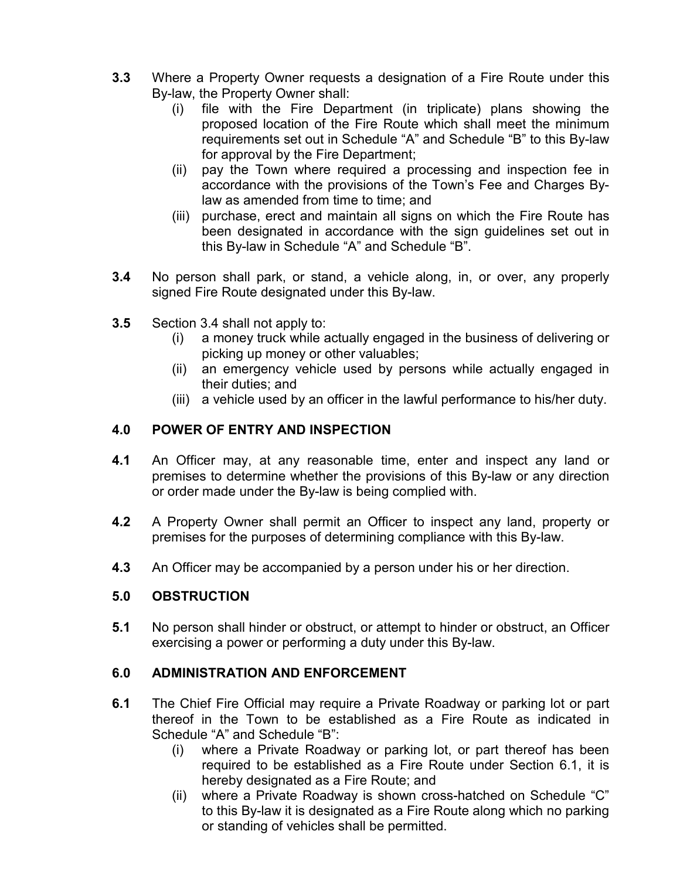**3.3** Where a Property Owner requests a designation of a Fire Route under this By-law, the Property Owner shall:

(i) file with the Fire Department (in triplicate) plans showing the proposed location of the Fire Route which shall meet the minimum requirements set out in Schedule "A" and Schedule "B" to this By-law for approval by the Fire Department;

(ii) pay the Town where required a processing and inspection fee in accordance with the provisions of the Town's Fee and Charges By-law as amended from time to time; and

(iii) purchase, erect and maintain all signs on which the Fire Route has been designated in accordance with the sign guidelines set out in this By-law in Schedule "A" and Schedule "B".

**3.4** No person shall park, or stand, a vehicle along, in, or over, any properly signed Fire Route designated under this By-law.

**3.5** Section 3.4 shall not apply to:

(i) a money truck while actually engaged in the business of delivering or picking up money or other valuables;

(ii) an emergency vehicle used by persons while actually engaged in their duties; and

(iii) a vehicle used by an officer in the lawful performance to his/her duty.

## 4.0 POWER OF ENTRY AND INSPECTION

**4.1** An Officer may, at any reasonable time, enter and inspect any land or premises to determine whether the provisions of this By-law or any direction or order made under the By-law is being complied with.

**4.2** A Property Owner shall permit an Officer to inspect any land, property or premises for the purposes of determining compliance with this By-law.

**4.3** An Officer may be accompanied by a person under his or her direction.

## 5.0 OBSTRUCTION

**5.1** No person shall hinder or obstruct, or attempt to hinder or obstruct, an Officer exercising a power or performing a duty under this By-law.

## 6.0 ADMINISTRATION AND ENFORCEMENT

**6.1** The Chief Fire Official may require a Private Roadway or parking lot or part thereof in the Town to be established as a Fire Route as indicated in Schedule "A" and Schedule "B":

(i) where a Private Roadway or parking lot, or part thereof has been required to be established as a Fire Route under Section 6.1, it is hereby designated as a Fire Route; and

(ii) where a Private Roadway is shown cross-hatched on Schedule "C" to this By-law it is designated as a Fire Route along which no parking or standing of vehicles shall be permitted.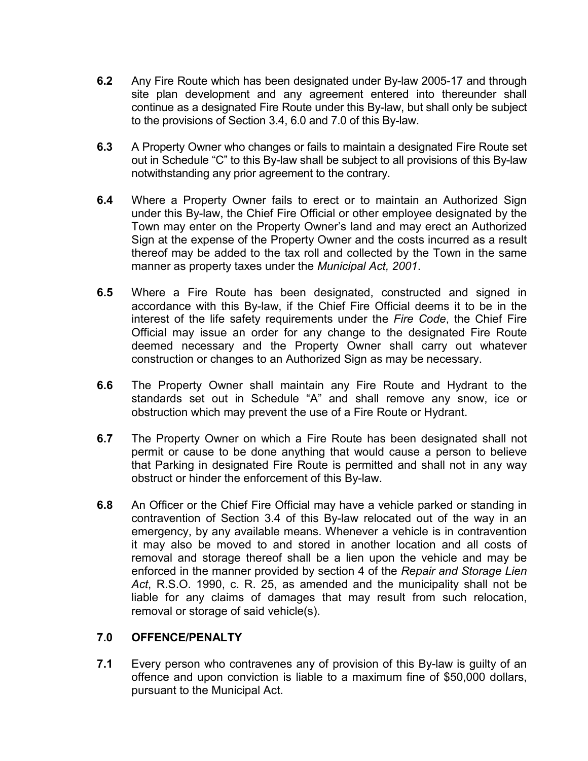**6.2** Any Fire Route which has been designated under By-law 2005-17 and through site plan development and any agreement entered into thereunder shall continue as a designated Fire Route under this By-law, but shall only be subject to the provisions of Section 3.4, 6.0 and 7.0 of this By-law.

**6.3** A Property Owner who changes or fails to maintain a designated Fire Route set out in Schedule "C" to this By-law shall be subject to all provisions of this By-law notwithstanding any prior agreement to the contrary.

**6.4** Where a Property Owner fails to erect or to maintain an Authorized Sign under this By-law, the Chief Fire Official or other employee designated by the Town may enter on the Property Owner's land and may erect an Authorized Sign at the expense of the Property Owner and the costs incurred as a result thereof may be added to the tax roll and collected by the Town in the same manner as property taxes under the *Municipal Act, 2001*.

**6.5** Where a Fire Route has been designated, constructed and signed in accordance with this By-law, if the Chief Fire Official deems it to be in the interest of the life safety requirements under the *Fire Code*, the Chief Fire Official may issue an order for any change to the designated Fire Route deemed necessary and the Property Owner shall carry out whatever construction or changes to an Authorized Sign as may be necessary.

**6.6** The Property Owner shall maintain any Fire Route and Hydrant to the standards set out in Schedule "A" and shall remove any snow, ice or obstruction which may prevent the use of a Fire Route or Hydrant.

**6.7** The Property Owner on which a Fire Route has been designated shall not permit or cause to be done anything that would cause a person to believe that Parking in designated Fire Route is permitted and shall not in any way obstruct or hinder the enforcement of this By-law.

**6.8** An Officer or the Chief Fire Official may have a vehicle parked or standing in contravention of Section 3.4 of this By-law relocated out of the way in an emergency, by any available means. Whenever a vehicle is in contravention it may also be moved to and stored in another location and all costs of removal and storage thereof shall be a lien upon the vehicle and may be enforced in the manner provided by section 4 of the *Repair and Storage Lien Act*, R.S.O. 1990, c. R. 25, as amended and the municipality shall not be liable for any claims of damages that may result from such relocation, removal or storage of said vehicle(s).

## 7.0 OFFENCE/PENALTY

**7.1** Every person who contravenes any of provision of this By-law is guilty of an offence and upon conviction is liable to a maximum fine of $50,000 dollars, pursuant to the Municipal Act.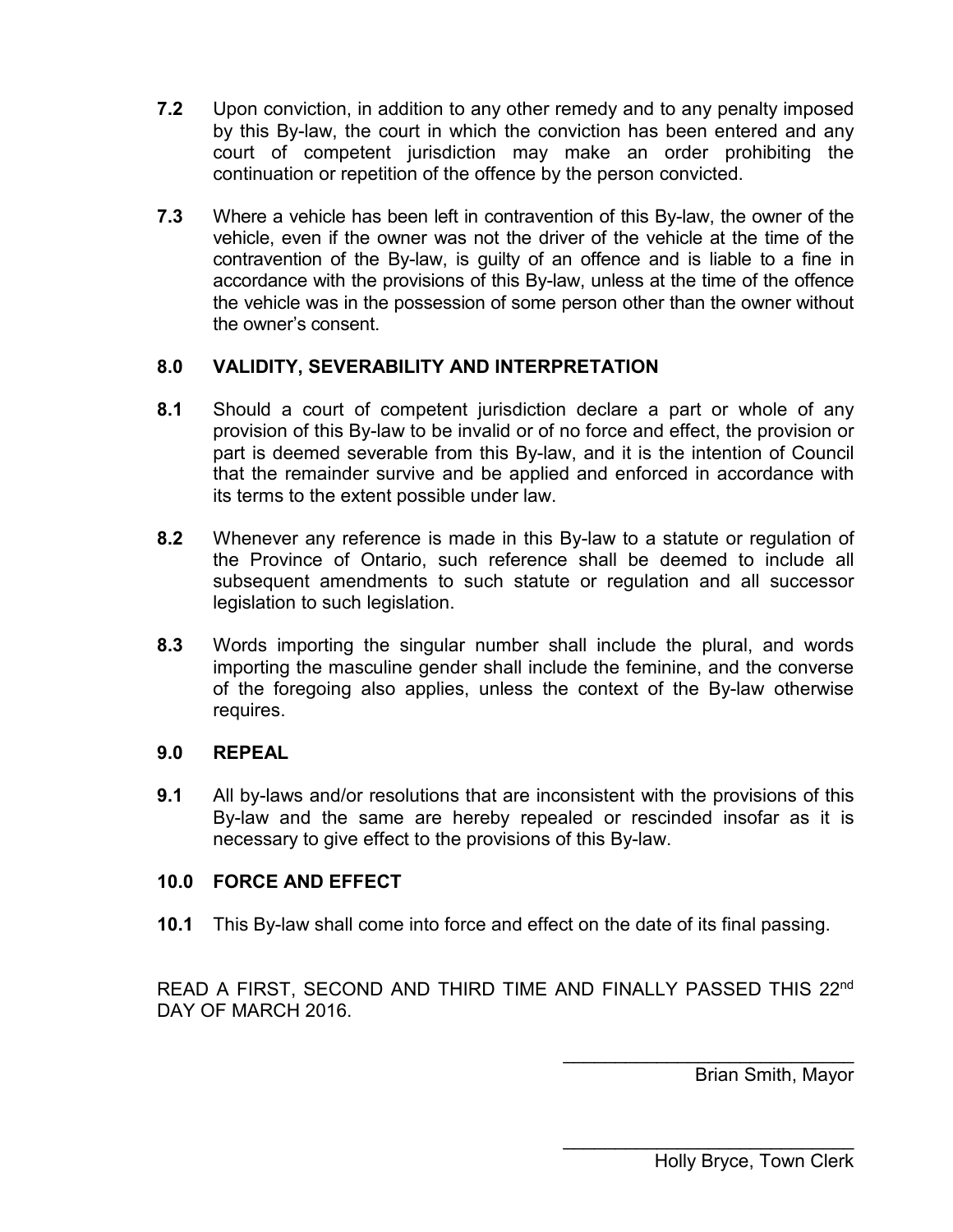**7.2** Upon conviction, in addition to any other remedy and to any penalty imposed by this By-law, the court in which the conviction has been entered and any court of competent jurisdiction may make an order prohibiting the continuation or repetition of the offence by the person convicted.

**7.3** Where a vehicle has been left in contravention of this By-law, the owner of the vehicle, even if the owner was not the driver of the vehicle at the time of the contravention of the By-law, is guilty of an offence and is liable to a fine in accordance with the provisions of this By-law, unless at the time of the offence the vehicle was in the possession of some person other than the owner without the owner's consent.

## 8.0 VALIDITY, SEVERABILITY AND INTERPRETATION

**8.1** Should a court of competent jurisdiction declare a part or whole of any provision of this By-law to be invalid or of no force and effect, the provision or part is deemed severable from this By-law, and it is the intention of Council that the remainder survive and be applied and enforced in accordance with its terms to the extent possible under law.

**8.2** Whenever any reference is made in this By-law to a statute or regulation of the Province of Ontario, such reference shall be deemed to include all subsequent amendments to such statute or regulation and all successor legislation to such legislation.

**8.3** Words importing the singular number shall include the plural, and words importing the masculine gender shall include the feminine, and the converse of the foregoing also applies, unless the context of the By-law otherwise requires.

## 9.0 REPEAL

**9.1** All by-laws and/or resolutions that are inconsistent with the provisions of this By-law and the same are hereby repealed or rescinded insofar as it is necessary to give effect to the provisions of this By-law.

## 10.0 FORCE AND EFFECT

**10.1** This By-law shall come into force and effect on the date of its final passing.

READ A FIRST, SECOND AND THIRD TIME AND FINALLY PASSED THIS 22nd DAY OF MARCH 2016.

\_\_\_\_\_\_\_\_\_\_\_\_\_\_\_\_\_\_\_\_\_\_\_\_\_\_\_\_\_\_
Brian Smith, Mayor

\_\_\_\_\_\_\_\_\_\_\_\_\_\_\_\_\_\_\_\_\_\_\_\_\_\_\_\_\_\_
Holly Bryce, Town Clerk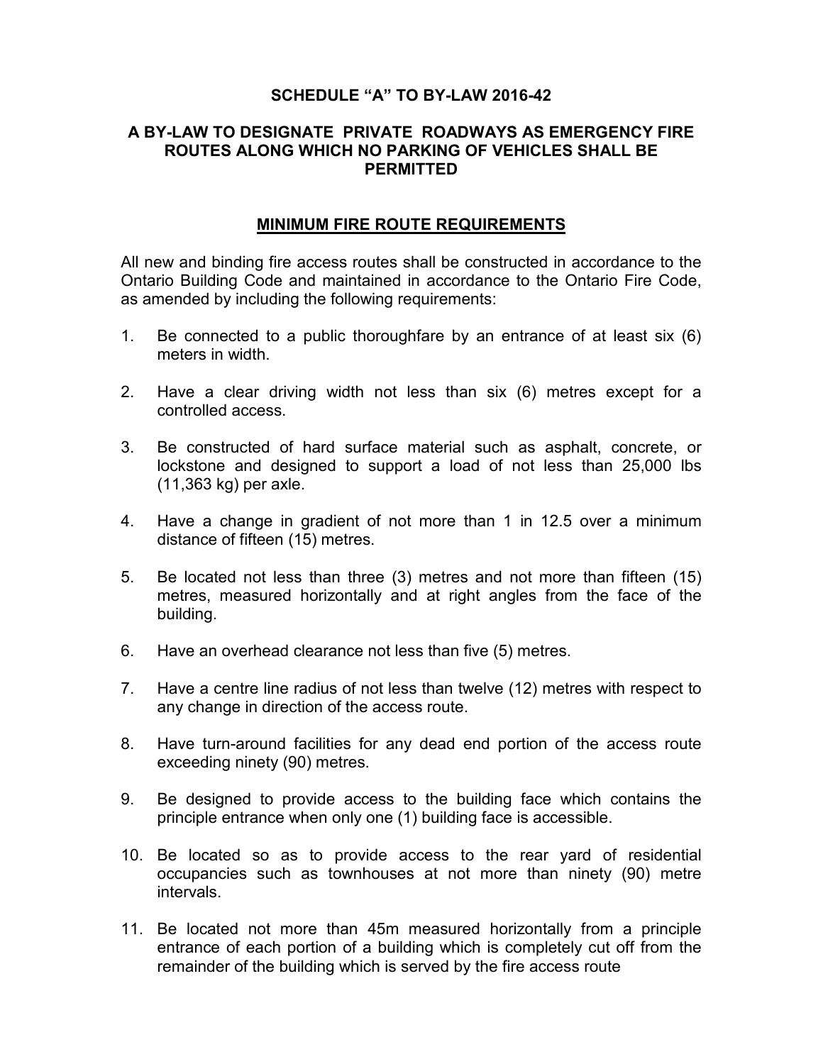**SCHEDULE "A" TO BY-LAW 2016-42**

**A BY-LAW TO DESIGNATE PRIVATE ROADWAYS AS EMERGENCY FIRE ROUTES ALONG WHICH NO PARKING OF VEHICLES SHALL BE PERMITTED**

## MINIMUM FIRE ROUTE REQUIREMENTS

All new and binding fire access routes shall be constructed in accordance to the Ontario Building Code and maintained in accordance to the Ontario Fire Code, as amended by including the following requirements:

1. Be connected to a public thoroughfare by an entrance of at least six (6) meters in width.

2. Have a clear driving width not less than six (6) metres except for a controlled access.

3. Be constructed of hard surface material such as asphalt, concrete, or lockstone and designed to support a load of not less than 25,000 lbs (11,363 kg) per axle.

4. Have a change in gradient of not more than 1 in 12.5 over a minimum distance of fifteen (15) metres.

5. Be located not less than three (3) metres and not more than fifteen (15) metres, measured horizontally and at right angles from the face of the building.

6. Have an overhead clearance not less than five (5) metres.

7. Have a centre line radius of not less than twelve (12) metres with respect to any change in direction of the access route.

8. Have turn-around facilities for any dead end portion of the access route exceeding ninety (90) metres.

9. Be designed to provide access to the building face which contains the principle entrance when only one (1) building face is accessible.

10. Be located so as to provide access to the rear yard of residential occupancies such as townhouses at not more than ninety (90) metre intervals.

11. Be located not more than 45m measured horizontally from a principle entrance of each portion of a building which is completely cut off from the remainder of the building which is served by the fire access route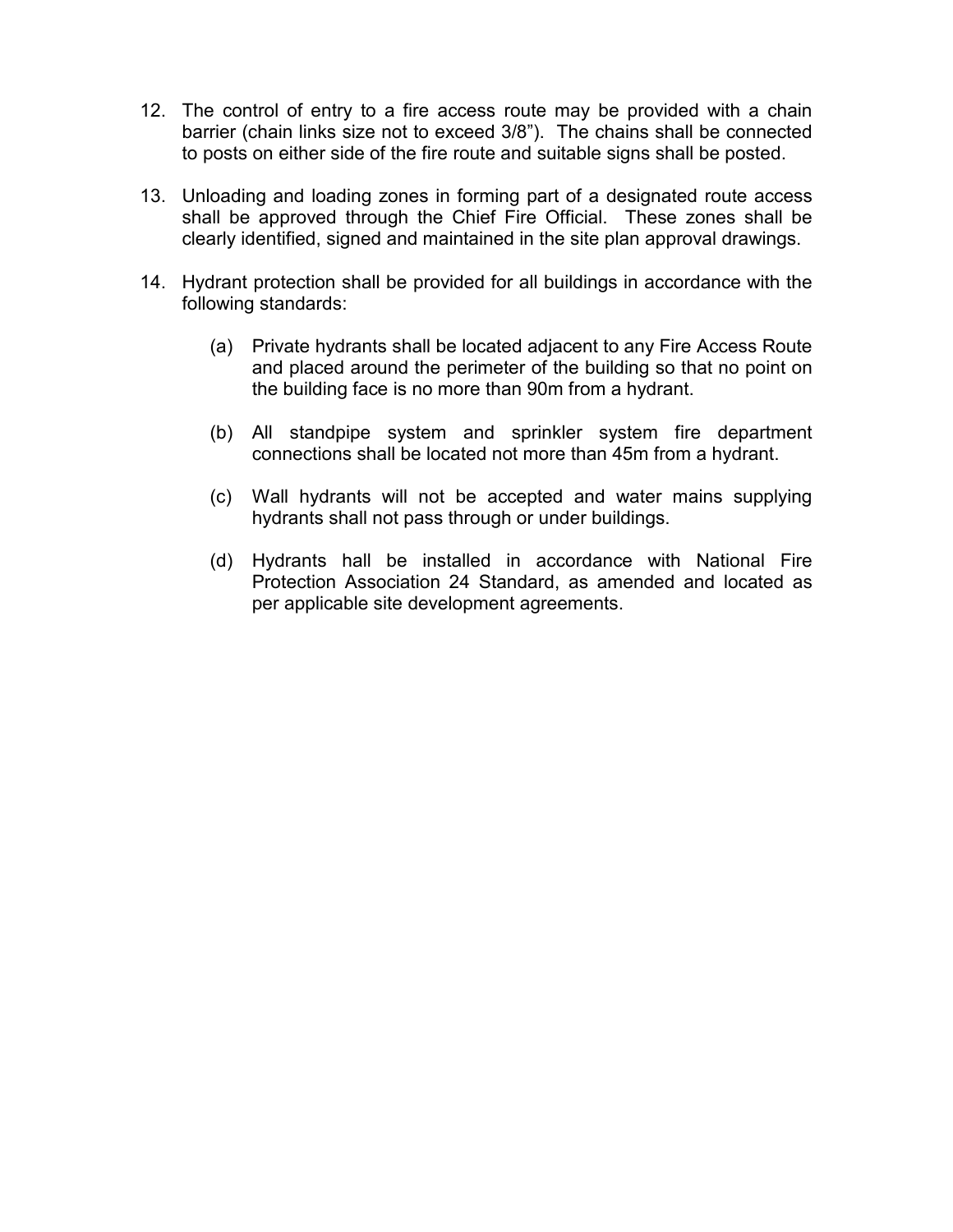12. The control of entry to a fire access route may be provided with a chain barrier (chain links size not to exceed 3/8"). The chains shall be connected to posts on either side of the fire route and suitable signs shall be posted.

13. Unloading and loading zones in forming part of a designated route access shall be approved through the Chief Fire Official. These zones shall be clearly identified, signed and maintained in the site plan approval drawings.

14. Hydrant protection shall be provided for all buildings in accordance with the following standards:

    (a) Private hydrants shall be located adjacent to any Fire Access Route and placed around the perimeter of the building so that no point on the building face is no more than 90m from a hydrant.

    (b) All standpipe system and sprinkler system fire department connections shall be located not more than 45m from a hydrant.

    (c) Wall hydrants will not be accepted and water mains supplying hydrants shall not pass through or under buildings.

    (d) Hydrants hall be installed in accordance with National Fire Protection Association 24 Standard, as amended and located as per applicable site development agreements.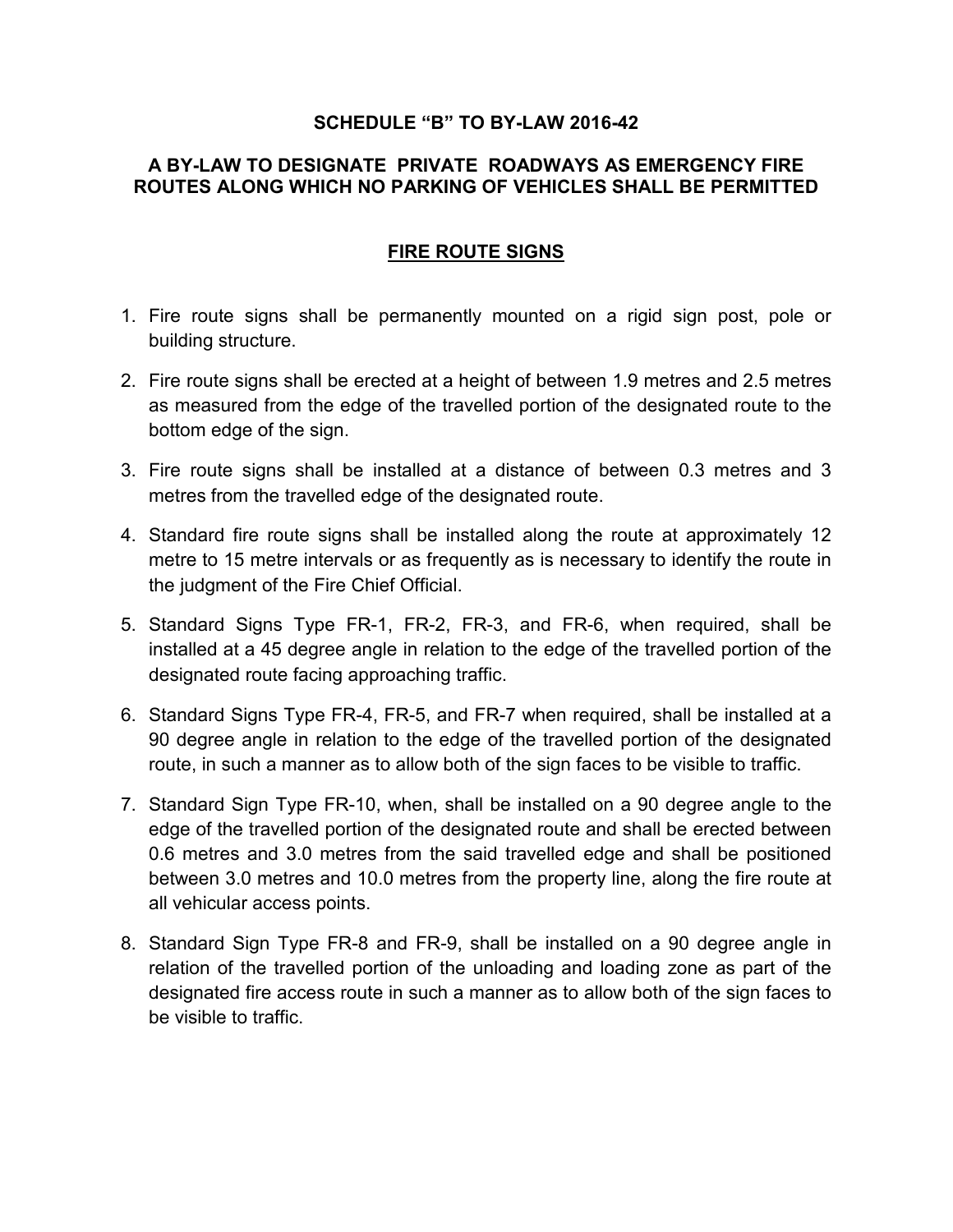**SCHEDULE "B" TO BY-LAW 2016-42**

**A BY-LAW TO DESIGNATE PRIVATE ROADWAYS AS EMERGENCY FIRE ROUTES ALONG WHICH NO PARKING OF VEHICLES SHALL BE PERMITTED**

## FIRE ROUTE SIGNS

1. Fire route signs shall be permanently mounted on a rigid sign post, pole or building structure.

2. Fire route signs shall be erected at a height of between 1.9 metres and 2.5 metres as measured from the edge of the travelled portion of the designated route to the bottom edge of the sign.

3. Fire route signs shall be installed at a distance of between 0.3 metres and 3 metres from the travelled edge of the designated route.

4. Standard fire route signs shall be installed along the route at approximately 12 metre to 15 metre intervals or as frequently as is necessary to identify the route in the judgment of the Fire Chief Official.

5. Standard Signs Type FR-1, FR-2, FR-3, and FR-6, when required, shall be installed at a 45 degree angle in relation to the edge of the travelled portion of the designated route facing approaching traffic.

6. Standard Signs Type FR-4, FR-5, and FR-7 when required, shall be installed at a 90 degree angle in relation to the edge of the travelled portion of the designated route, in such a manner as to allow both of the sign faces to be visible to traffic.

7. Standard Sign Type FR-10, when, shall be installed on a 90 degree angle to the edge of the travelled portion of the designated route and shall be erected between 0.6 metres and 3.0 metres from the said travelled edge and shall be positioned between 3.0 metres and 10.0 metres from the property line, along the fire route at all vehicular access points.

8. Standard Sign Type FR-8 and FR-9, shall be installed on a 90 degree angle in relation of the travelled portion of the unloading and loading zone as part of the designated fire access route in such a manner as to allow both of the sign faces to be visible to traffic.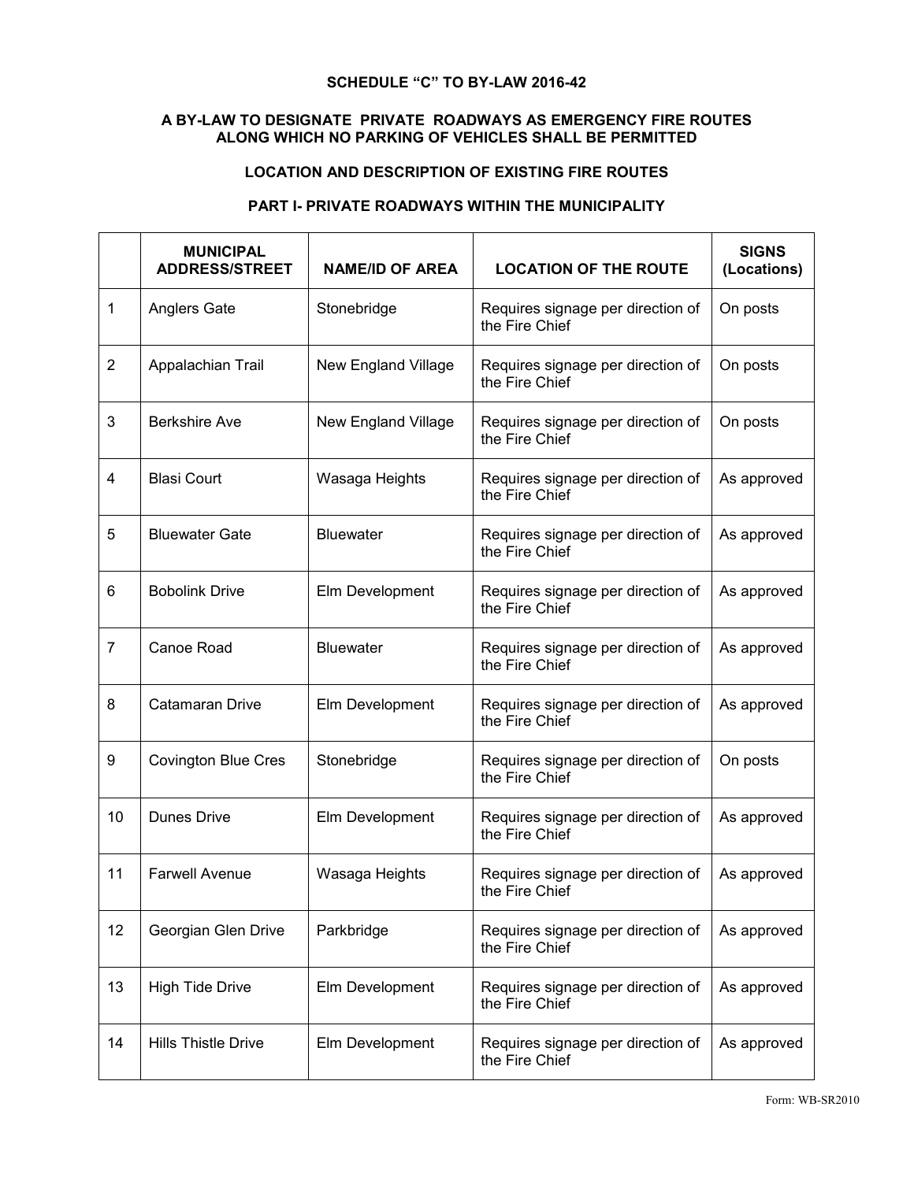### SCHEDULE "C" TO BY-LAW 2016-42

### A BY-LAW TO DESIGNATE PRIVATE ROADWAYS AS EMERGENCY FIRE ROUTES ALONG WHICH NO PARKING OF VEHICLES SHALL BE PERMITTED

### LOCATION AND DESCRIPTION OF EXISTING FIRE ROUTES

### PART I- PRIVATE ROADWAYS WITHIN THE MUNICIPALITY

| | MUNICIPAL ADDRESS/STREET | NAME/ID OF AREA | LOCATION OF THE ROUTE | SIGNS (Locations) |
|---|---|---|---|---|
| 1 | Anglers Gate | Stonebridge | Requires signage per direction of the Fire Chief | On posts |
| 2 | Appalachian Trail | New England Village | Requires signage per direction of the Fire Chief | On posts |
| 3 | Berkshire Ave | New England Village | Requires signage per direction of the Fire Chief | On posts |
| 4 | Blasi Court | Wasaga Heights | Requires signage per direction of the Fire Chief | As approved |
| 5 | Bluewater Gate | Bluewater | Requires signage per direction of the Fire Chief | As approved |
| 6 | Bobolink Drive | Elm Development | Requires signage per direction of the Fire Chief | As approved |
| 7 | Canoe Road | Bluewater | Requires signage per direction of the Fire Chief | As approved |
| 8 | Catamaran Drive | Elm Development | Requires signage per direction of the Fire Chief | As approved |
| 9 | Covington Blue Cres | Stonebridge | Requires signage per direction of the Fire Chief | On posts |
| 10 | Dunes Drive | Elm Development | Requires signage per direction of the Fire Chief | As approved |
| 11 | Farwell Avenue | Wasaga Heights | Requires signage per direction of the Fire Chief | As approved |
| 12 | Georgian Glen Drive | Parkbridge | Requires signage per direction of the Fire Chief | As approved |
| 13 | High Tide Drive | Elm Development | Requires signage per direction of the Fire Chief | As approved |
| 14 | Hills Thistle Drive | Elm Development | Requires signage per direction of the Fire Chief | As approved |

Form: WB-SR2010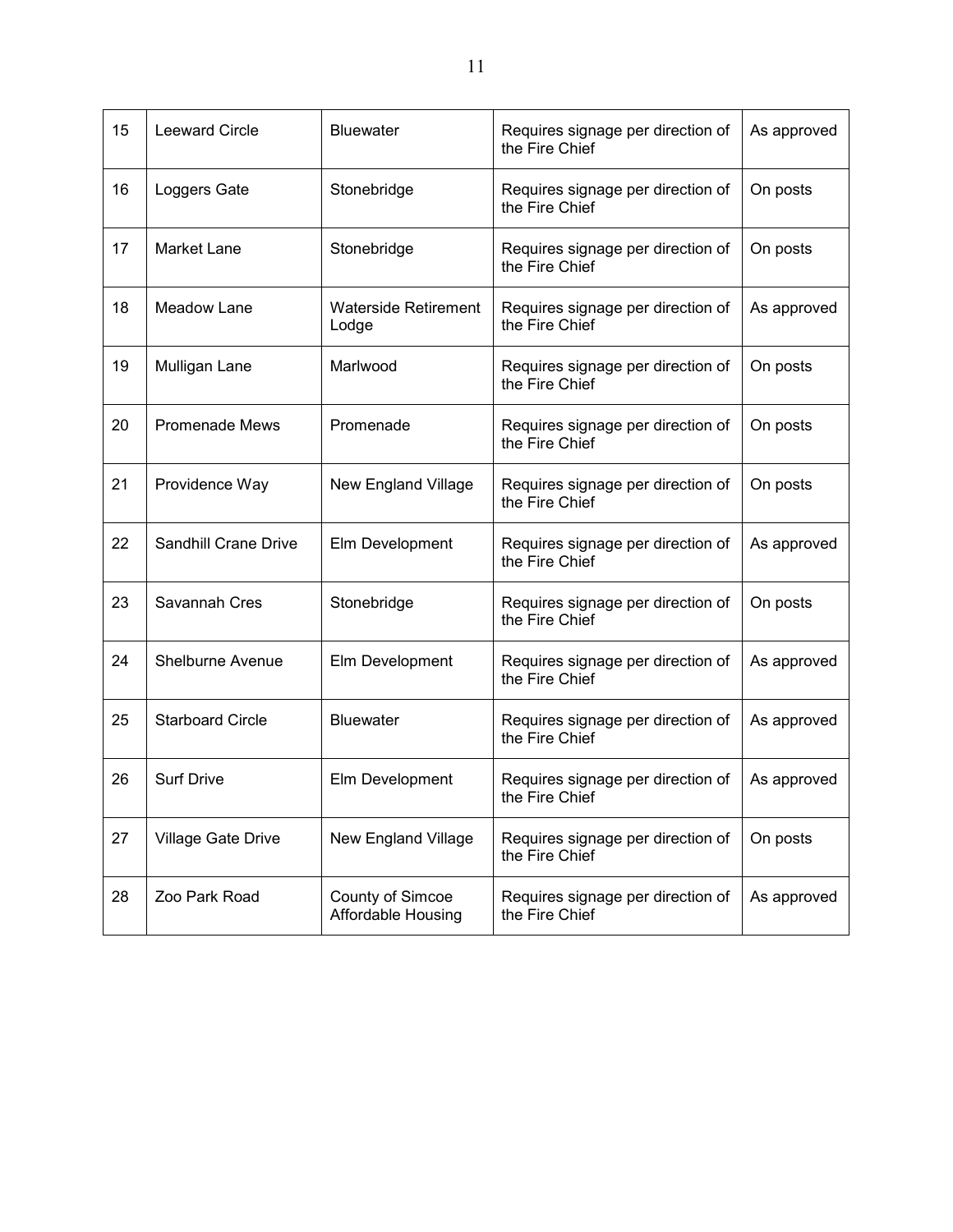| | | | | |
|---|---|---|---|---|
| 15 | Leeward Circle | Bluewater | Requires signage per direction of the Fire Chief | As approved |
| 16 | Loggers Gate | Stonebridge | Requires signage per direction of the Fire Chief | On posts |
| 17 | Market Lane | Stonebridge | Requires signage per direction of the Fire Chief | On posts |
| 18 | Meadow Lane | Waterside Retirement Lodge | Requires signage per direction of the Fire Chief | As approved |
| 19 | Mulligan Lane | Marlwood | Requires signage per direction of the Fire Chief | On posts |
| 20 | Promenade Mews | Promenade | Requires signage per direction of the Fire Chief | On posts |
| 21 | Providence Way | New England Village | Requires signage per direction of the Fire Chief | On posts |
| 22 | Sandhill Crane Drive | Elm Development | Requires signage per direction of the Fire Chief | As approved |
| 23 | Savannah Cres | Stonebridge | Requires signage per direction of the Fire Chief | On posts |
| 24 | Shelburne Avenue | Elm Development | Requires signage per direction of the Fire Chief | As approved |
| 25 | Starboard Circle | Bluewater | Requires signage per direction of the Fire Chief | As approved |
| 26 | Surf Drive | Elm Development | Requires signage per direction of the Fire Chief | As approved |
| 27 | Village Gate Drive | New England Village | Requires signage per direction of the Fire Chief | On posts |
| 28 | Zoo Park Road | County of Simcoe Affordable Housing | Requires signage per direction of the Fire Chief | As approved |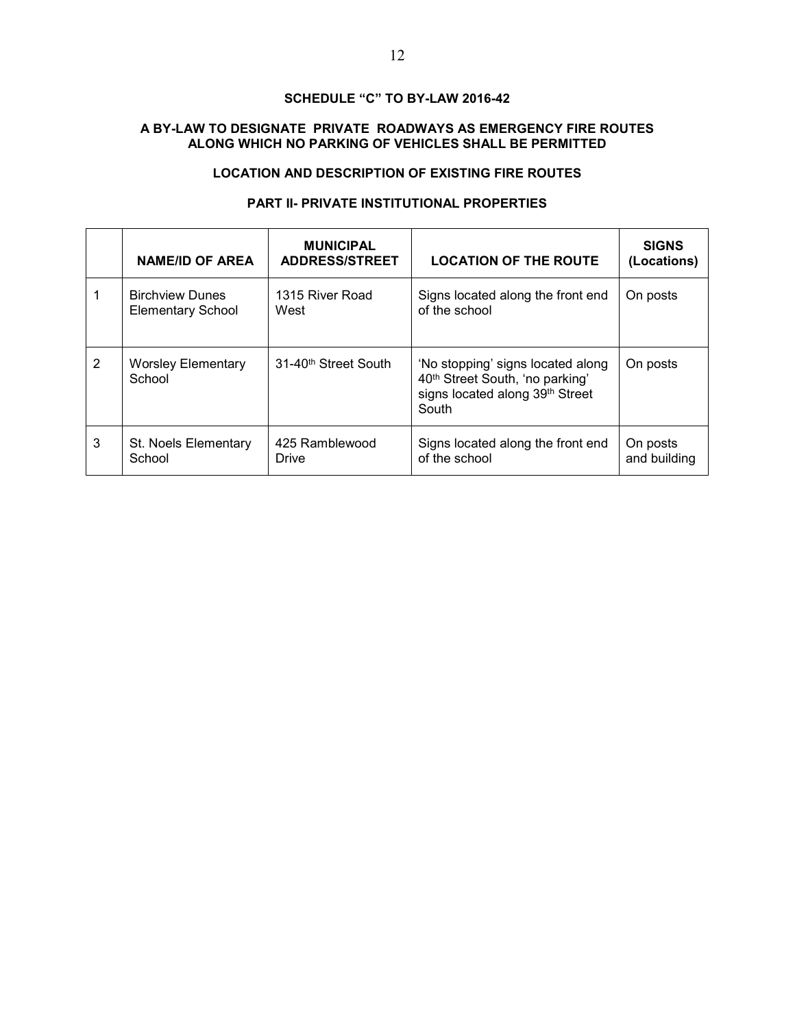## SCHEDULE "C" TO BY-LAW 2016-42

### A BY-LAW TO DESIGNATE PRIVATE ROADWAYS AS EMERGENCY FIRE ROUTES ALONG WHICH NO PARKING OF VEHICLES SHALL BE PERMITTED

### LOCATION AND DESCRIPTION OF EXISTING FIRE ROUTES

### PART II- PRIVATE INSTITUTIONAL PROPERTIES

| | NAME/ID OF AREA | MUNICIPAL ADDRESS/STREET | LOCATION OF THE ROUTE | SIGNS (Locations) |
|---|---|---|---|---|
| 1 | Birchview Dunes Elementary School | 1315 River Road West | Signs located along the front end of the school | On posts |
| 2 | Worsley Elementary School | 31-40th Street South | 'No stopping' signs located along 40th Street South, 'no parking' signs located along 39th Street South | On posts |
| 3 | St. Noels Elementary School | 425 Ramblewood Drive | Signs located along the front end of the school | On posts and building |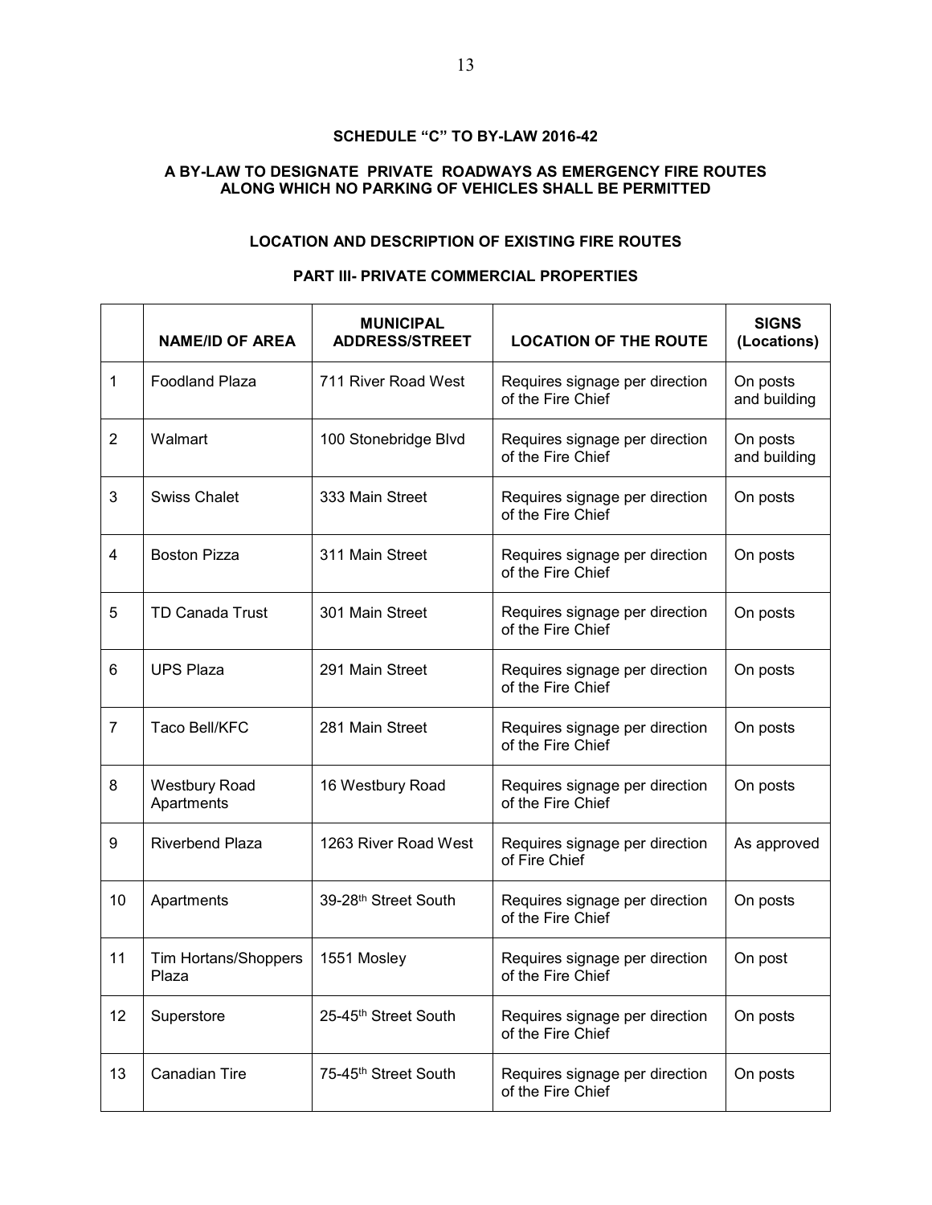**SCHEDULE "C" TO BY-LAW 2016-42**

**A BY-LAW TO DESIGNATE PRIVATE ROADWAYS AS EMERGENCY FIRE ROUTES ALONG WHICH NO PARKING OF VEHICLES SHALL BE PERMITTED**

**LOCATION AND DESCRIPTION OF EXISTING FIRE ROUTES**

**PART III- PRIVATE COMMERCIAL PROPERTIES**

| | NAME/ID OF AREA | MUNICIPAL ADDRESS/STREET | LOCATION OF THE ROUTE | SIGNS (Locations) |
|---|---|---|---|---|
| 1 | Foodland Plaza | 711 River Road West | Requires signage per direction of the Fire Chief | On posts and building |
| 2 | Walmart | 100 Stonebridge Blvd | Requires signage per direction of the Fire Chief | On posts and building |
| 3 | Swiss Chalet | 333 Main Street | Requires signage per direction of the Fire Chief | On posts |
| 4 | Boston Pizza | 311 Main Street | Requires signage per direction of the Fire Chief | On posts |
| 5 | TD Canada Trust | 301 Main Street | Requires signage per direction of the Fire Chief | On posts |
| 6 | UPS Plaza | 291 Main Street | Requires signage per direction of the Fire Chief | On posts |
| 7 | Taco Bell/KFC | 281 Main Street | Requires signage per direction of the Fire Chief | On posts |
| 8 | Westbury Road Apartments | 16 Westbury Road | Requires signage per direction of the Fire Chief | On posts |
| 9 | Riverbend Plaza | 1263 River Road West | Requires signage per direction of Fire Chief | As approved |
| 10 | Apartments | 39-28th Street South | Requires signage per direction of the Fire Chief | On posts |
| 11 | Tim Hortans/Shoppers Plaza | 1551 Mosley | Requires signage per direction of the Fire Chief | On post |
| 12 | Superstore | 25-45th Street South | Requires signage per direction of the Fire Chief | On posts |
| 13 | Canadian Tire | 75-45th Street South | Requires signage per direction of the Fire Chief | On posts |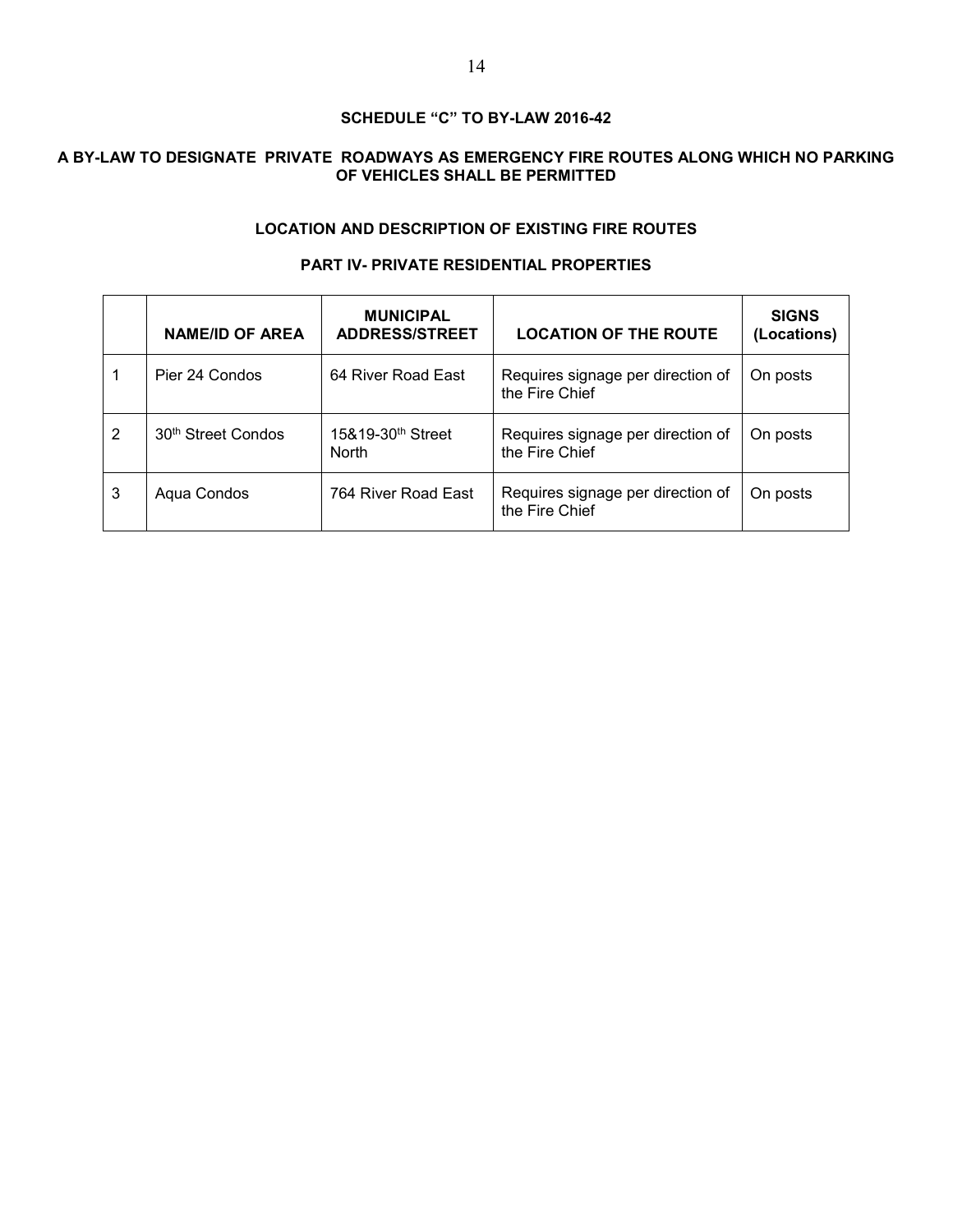**SCHEDULE "C" TO BY-LAW 2016-42**

**A BY-LAW TO DESIGNATE PRIVATE ROADWAYS AS EMERGENCY FIRE ROUTES ALONG WHICH NO PARKING OF VEHICLES SHALL BE PERMITTED**

**LOCATION AND DESCRIPTION OF EXISTING FIRE ROUTES**

**PART IV- PRIVATE RESIDENTIAL PROPERTIES**

| | NAME/ID OF AREA | MUNICIPAL ADDRESS/STREET | LOCATION OF THE ROUTE | SIGNS (Locations) |
|---|---|---|---|---|
| 1 | Pier 24 Condos | 64 River Road East | Requires signage per direction of the Fire Chief | On posts |
| 2 | 30th Street Condos | 15&19-30th Street North | Requires signage per direction of the Fire Chief | On posts |
| 3 | Aqua Condos | 764 River Road East | Requires signage per direction of the Fire Chief | On posts |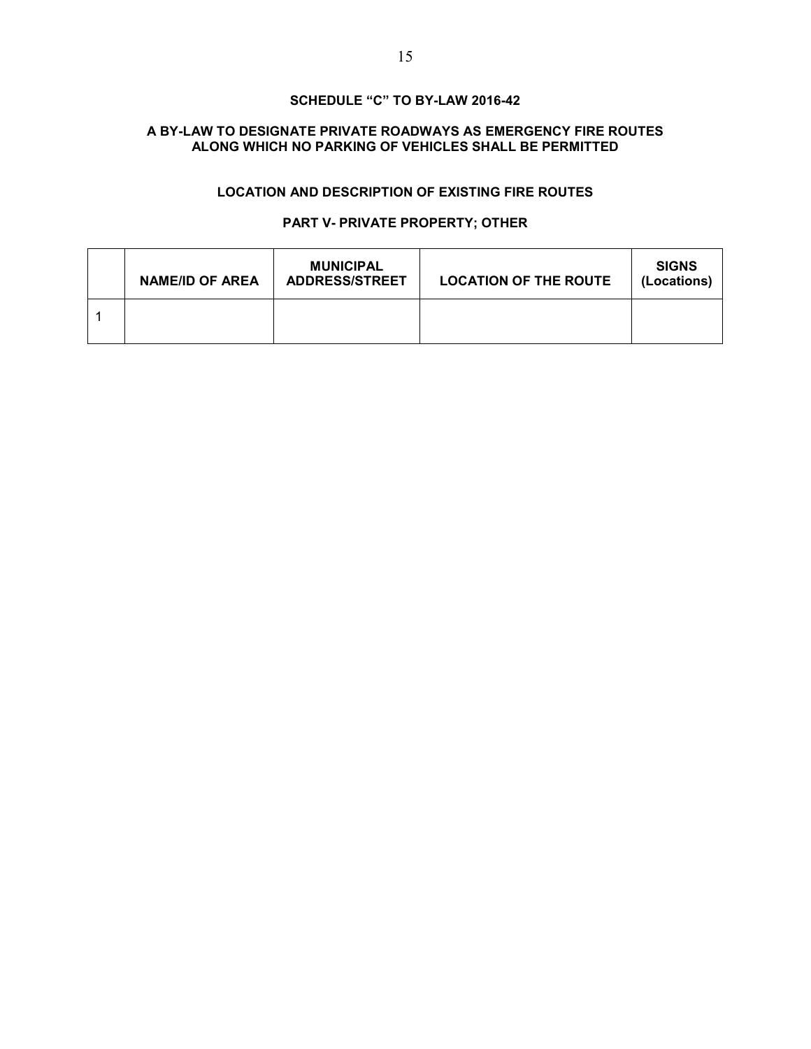**SCHEDULE “C” TO BY-LAW 2016-42**

**A BY-LAW TO DESIGNATE PRIVATE ROADWAYS AS EMERGENCY FIRE ROUTES ALONG WHICH NO PARKING OF VEHICLES SHALL BE PERMITTED**

**LOCATION AND DESCRIPTION OF EXISTING FIRE ROUTES**

**PART V- PRIVATE PROPERTY; OTHER**

| | NAME/ID OF AREA | MUNICIPAL ADDRESS/STREET | LOCATION OF THE ROUTE | SIGNS (Locations) |
|---|---|---|---|---|
| 1 | | | | |